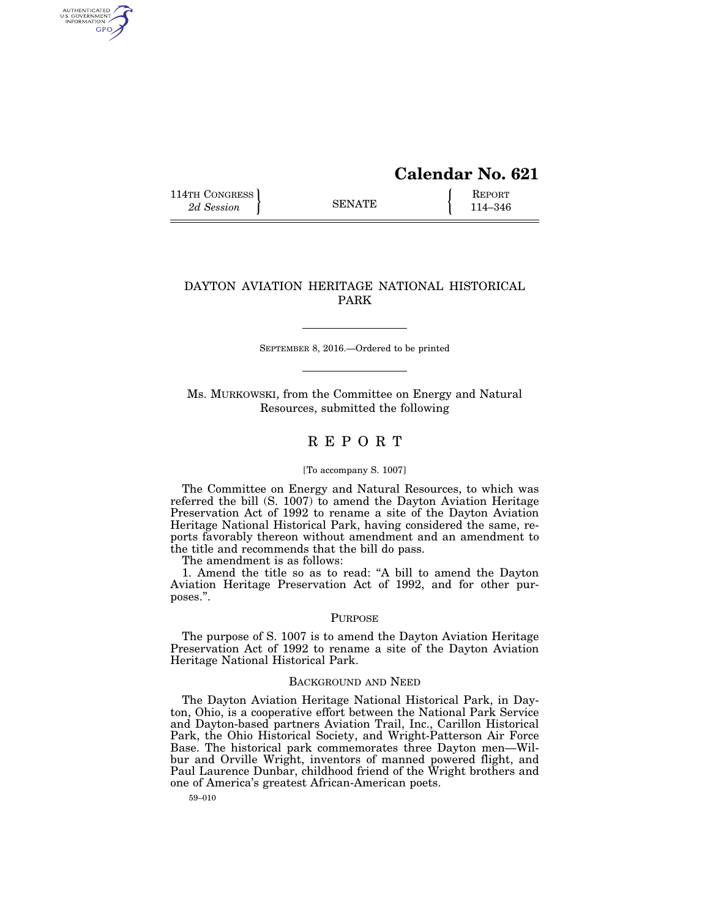**Calendar No. 621**

114TH CONGRESS
*2d Session*

SENATE

REPORT
114–346

# DAYTON AVIATION HERITAGE NATIONAL HISTORICAL PARK

SEPTEMBER 8, 2016.—Ordered to be printed

Ms. MURKOWSKI, from the Committee on Energy and Natural Resources, submitted the following

## R E P O R T

[To accompany S. 1007]

The Committee on Energy and Natural Resources, to which was referred the bill (S. 1007) to amend the Dayton Aviation Heritage Preservation Act of 1992 to rename a site of the Dayton Aviation Heritage National Historical Park, having considered the same, reports favorably thereon without amendment and an amendment to the title and recommends that the bill do pass.

The amendment is as follows:

1. Amend the title so as to read: "A bill to amend the Dayton Aviation Heritage Preservation Act of 1992, and for other purposes.".

### PURPOSE

The purpose of S. 1007 is to amend the Dayton Aviation Heritage Preservation Act of 1992 to rename a site of the Dayton Aviation Heritage National Historical Park.

### BACKGROUND AND NEED

The Dayton Aviation Heritage National Historical Park, in Dayton, Ohio, is a cooperative effort between the National Park Service and Dayton-based partners Aviation Trail, Inc., Carillon Historical Park, the Ohio Historical Society, and Wright-Patterson Air Force Base. The historical park commemorates three Dayton men—Wilbur and Orville Wright, inventors of manned powered flight, and Paul Laurence Dunbar, childhood friend of the Wright brothers and one of America's greatest African-American poets.

59–010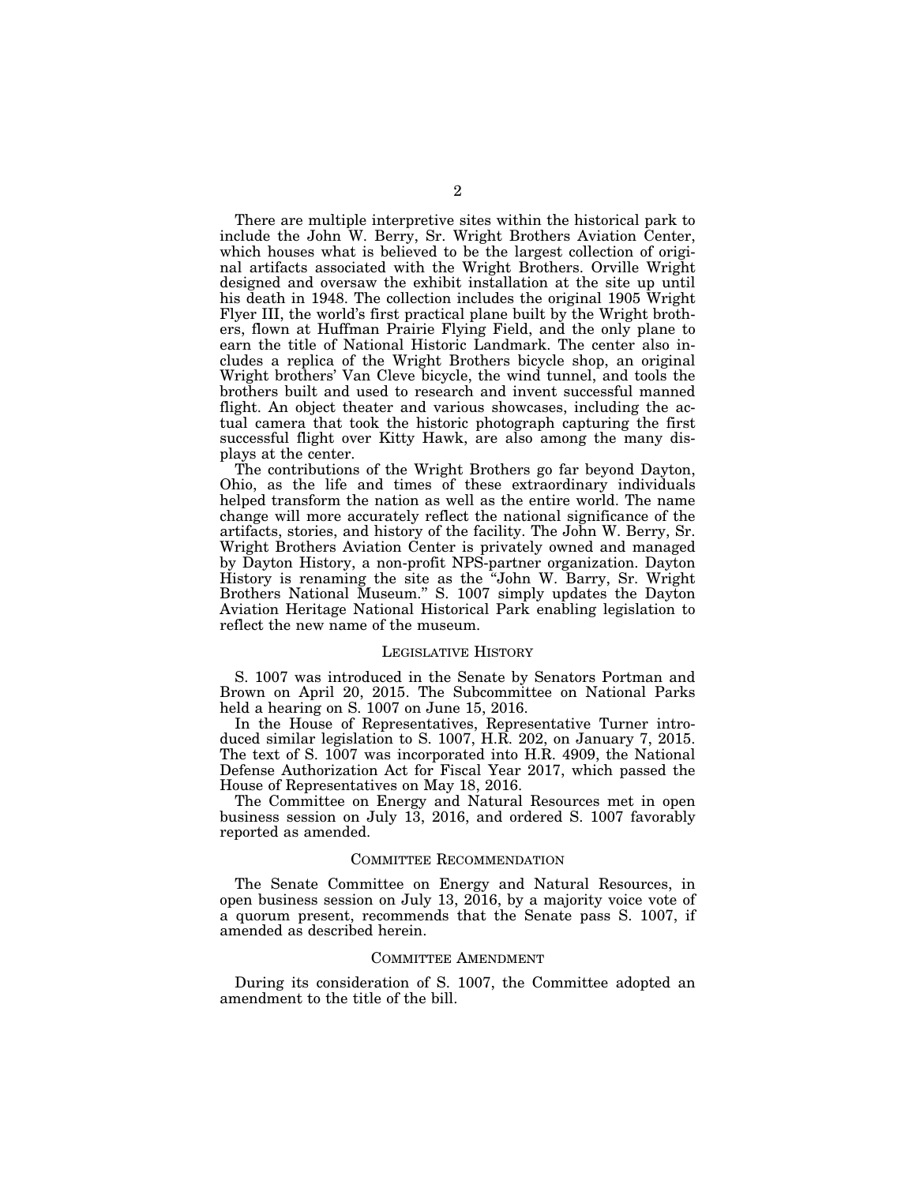There are multiple interpretive sites within the historical park to include the John W. Berry, Sr. Wright Brothers Aviation Center, which houses what is believed to be the largest collection of original artifacts associated with the Wright Brothers. Orville Wright designed and oversaw the exhibit installation at the site up until his death in 1948. The collection includes the original 1905 Wright Flyer III, the world's first practical plane built by the Wright brothers, flown at Huffman Prairie Flying Field, and the only plane to earn the title of National Historic Landmark. The center also includes a replica of the Wright Brothers bicycle shop, an original Wright brothers' Van Cleve bicycle, the wind tunnel, and tools the brothers built and used to research and invent successful manned flight. An object theater and various showcases, including the actual camera that took the historic photograph capturing the first successful flight over Kitty Hawk, are also among the many displays at the center.

The contributions of the Wright Brothers go far beyond Dayton, Ohio, as the life and times of these extraordinary individuals helped transform the nation as well as the entire world. The name change will more accurately reflect the national significance of the artifacts, stories, and history of the facility. The John W. Berry, Sr. Wright Brothers Aviation Center is privately owned and managed by Dayton History, a non-profit NPS-partner organization. Dayton History is renaming the site as the "John W. Barry, Sr. Wright Brothers National Museum." S. 1007 simply updates the Dayton Aviation Heritage National Historical Park enabling legislation to reflect the new name of the museum.

## LEGISLATIVE HISTORY

S. 1007 was introduced in the Senate by Senators Portman and Brown on April 20, 2015. The Subcommittee on National Parks held a hearing on S. 1007 on June 15, 2016.

In the House of Representatives, Representative Turner introduced similar legislation to S. 1007, H.R. 202, on January 7, 2015. The text of S. 1007 was incorporated into H.R. 4909, the National Defense Authorization Act for Fiscal Year 2017, which passed the House of Representatives on May 18, 2016.

The Committee on Energy and Natural Resources met in open business session on July 13, 2016, and ordered S. 1007 favorably reported as amended.

## COMMITTEE RECOMMENDATION

The Senate Committee on Energy and Natural Resources, in open business session on July 13, 2016, by a majority voice vote of a quorum present, recommends that the Senate pass S. 1007, if amended as described herein.

## COMMITTEE AMENDMENT

During its consideration of S. 1007, the Committee adopted an amendment to the title of the bill.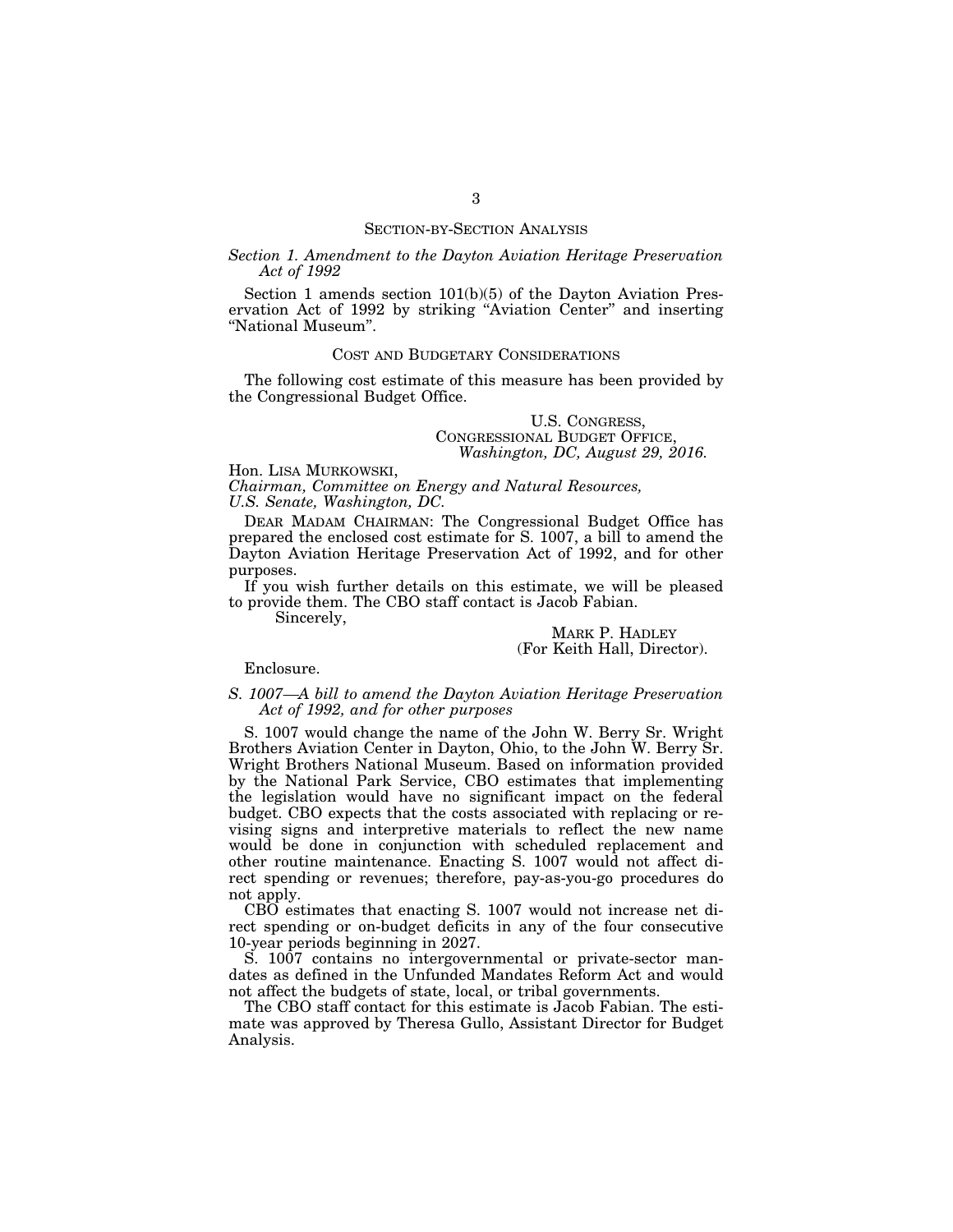## SECTION-BY-SECTION ANALYSIS

### *Section 1. Amendment to the Dayton Aviation Heritage Preservation Act of 1992*

Section 1 amends section 101(b)(5) of the Dayton Aviation Preservation Act of 1992 by striking "Aviation Center" and inserting "National Museum".

## COST AND BUDGETARY CONSIDERATIONS

The following cost estimate of this measure has been provided by the Congressional Budget Office.

U.S. CONGRESS,
CONGRESSIONAL BUDGET OFFICE,
*Washington, DC, August 29, 2016.*

Hon. LISA MURKOWSKI,
*Chairman, Committee on Energy and Natural Resources,*
*U.S. Senate, Washington, DC.*

DEAR MADAM CHAIRMAN: The Congressional Budget Office has prepared the enclosed cost estimate for S. 1007, a bill to amend the Dayton Aviation Heritage Preservation Act of 1992, and for other purposes.

If you wish further details on this estimate, we will be pleased to provide them. The CBO staff contact is Jacob Fabian.

Sincerely,

MARK P. HADLEY
(For Keith Hall, Director).

Enclosure.

### *S. 1007—A bill to amend the Dayton Aviation Heritage Preservation Act of 1992, and for other purposes*

S. 1007 would change the name of the John W. Berry Sr. Wright Brothers Aviation Center in Dayton, Ohio, to the John W. Berry Sr. Wright Brothers National Museum. Based on information provided by the National Park Service, CBO estimates that implementing the legislation would have no significant impact on the federal budget. CBO expects that the costs associated with replacing or revising signs and interpretive materials to reflect the new name would be done in conjunction with scheduled replacement and other routine maintenance. Enacting S. 1007 would not affect direct spending or revenues; therefore, pay-as-you-go procedures do not apply.

CBO estimates that enacting S. 1007 would not increase net direct spending or on-budget deficits in any of the four consecutive 10-year periods beginning in 2027.

S. 1007 contains no intergovernmental or private-sector mandates as defined in the Unfunded Mandates Reform Act and would not affect the budgets of state, local, or tribal governments.

The CBO staff contact for this estimate is Jacob Fabian. The estimate was approved by Theresa Gullo, Assistant Director for Budget Analysis.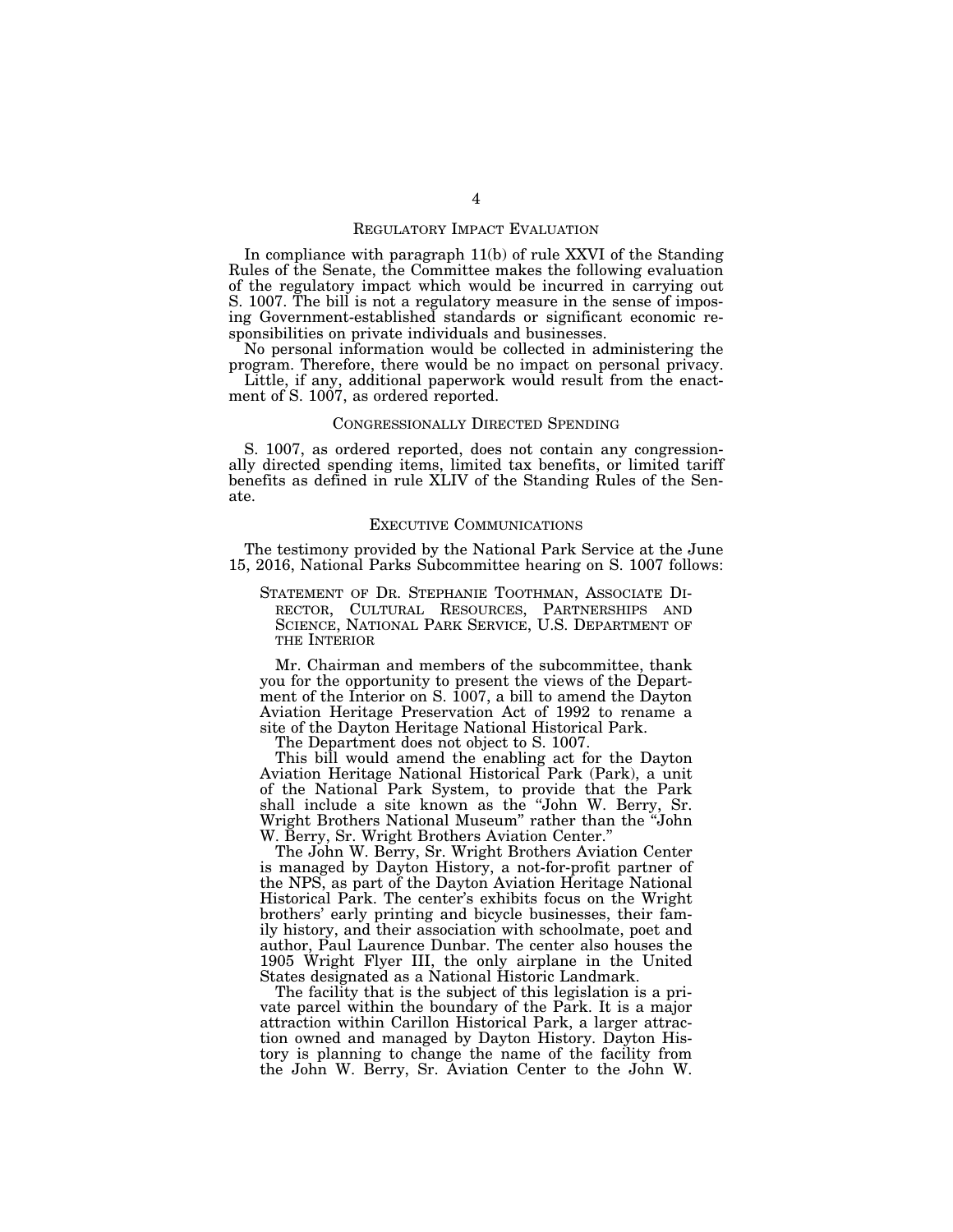## REGULATORY IMPACT EVALUATION

In compliance with paragraph 11(b) of rule XXVI of the Standing Rules of the Senate, the Committee makes the following evaluation of the regulatory impact which would be incurred in carrying out S. 1007. The bill is not a regulatory measure in the sense of imposing Government-established standards or significant economic responsibilities on private individuals and businesses.

No personal information would be collected in administering the program. Therefore, there would be no impact on personal privacy.

Little, if any, additional paperwork would result from the enactment of S. 1007, as ordered reported.

## CONGRESSIONALLY DIRECTED SPENDING

S. 1007, as ordered reported, does not contain any congressionally directed spending items, limited tax benefits, or limited tariff benefits as defined in rule XLIV of the Standing Rules of the Senate.

## EXECUTIVE COMMUNICATIONS

The testimony provided by the National Park Service at the June 15, 2016, National Parks Subcommittee hearing on S. 1007 follows:

> STATEMENT OF DR. STEPHANIE TOOTHMAN, ASSOCIATE DIRECTOR, CULTURAL RESOURCES, PARTNERSHIPS AND SCIENCE, NATIONAL PARK SERVICE, U.S. DEPARTMENT OF THE INTERIOR
>
> Mr. Chairman and members of the subcommittee, thank you for the opportunity to present the views of the Department of the Interior on S. 1007, a bill to amend the Dayton Aviation Heritage Preservation Act of 1992 to rename a site of the Dayton Heritage National Historical Park.
>
> The Department does not object to S. 1007.
>
> This bill would amend the enabling act for the Dayton Aviation Heritage National Historical Park (Park), a unit of the National Park System, to provide that the Park shall include a site known as the "John W. Berry, Sr. Wright Brothers National Museum" rather than the "John W. Berry, Sr. Wright Brothers Aviation Center."
>
> The John W. Berry, Sr. Wright Brothers Aviation Center is managed by Dayton History, a not-for-profit partner of the NPS, as part of the Dayton Aviation Heritage National Historical Park. The center's exhibits focus on the Wright brothers' early printing and bicycle businesses, their family history, and their association with schoolmate, poet and author, Paul Laurence Dunbar. The center also houses the 1905 Wright Flyer III, the only airplane in the United States designated as a National Historic Landmark.
>
> The facility that is the subject of this legislation is a private parcel within the boundary of the Park. It is a major attraction within Carillon Historical Park, a larger attraction owned and managed by Dayton History. Dayton History is planning to change the name of the facility from the John W. Berry, Sr. Aviation Center to the John W.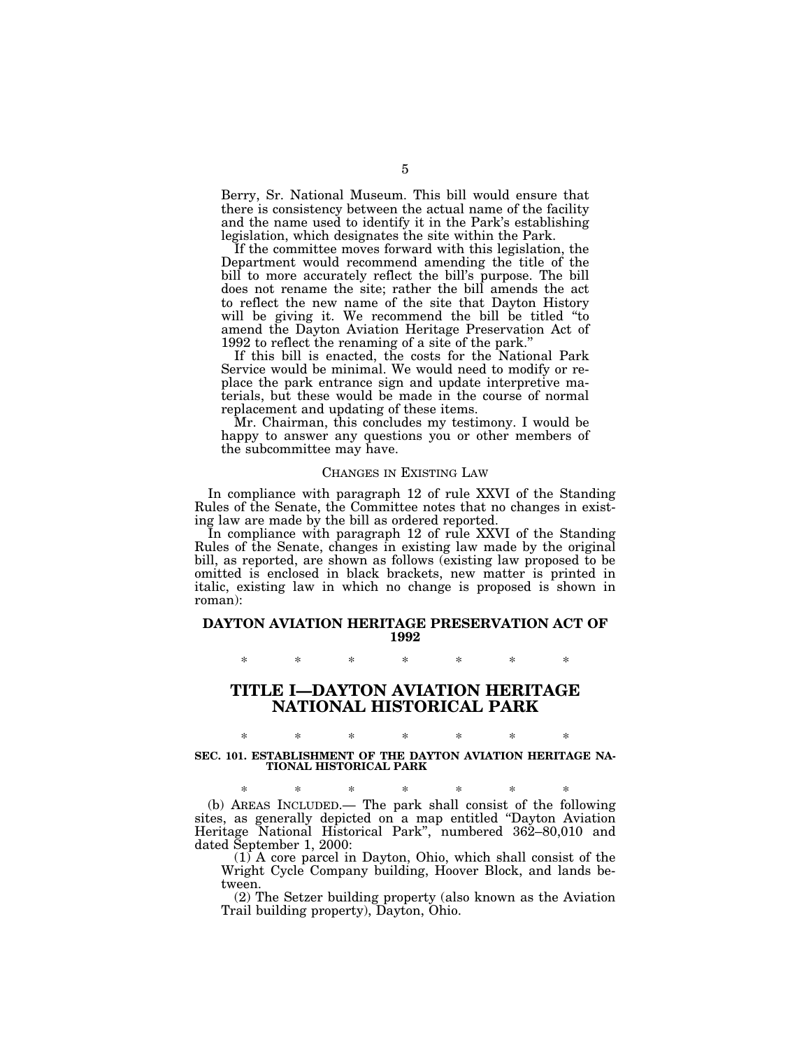Berry, Sr. National Museum. This bill would ensure that there is consistency between the actual name of the facility and the name used to identify it in the Park's establishing legislation, which designates the site within the Park.

If the committee moves forward with this legislation, the Department would recommend amending the title of the bill to more accurately reflect the bill's purpose. The bill does not rename the site; rather the bill amends the act to reflect the new name of the site that Dayton History will be giving it. We recommend the bill be titled "to amend the Dayton Aviation Heritage Preservation Act of 1992 to reflect the renaming of a site of the park."

If this bill is enacted, the costs for the National Park Service would be minimal. We would need to modify or replace the park entrance sign and update interpretive materials, but these would be made in the course of normal replacement and updating of these items.

Mr. Chairman, this concludes my testimony. I would be happy to answer any questions you or other members of the subcommittee may have.

## CHANGES IN EXISTING LAW

In compliance with paragraph 12 of rule XXVI of the Standing Rules of the Senate, the Committee notes that no changes in existing law are made by the bill as ordered reported.

In compliance with paragraph 12 of rule XXVI of the Standing Rules of the Senate, changes in existing law made by the original bill, as reported, are shown as follows (existing law proposed to be omitted is enclosed in black brackets, new matter is printed in italic, existing law in which no change is proposed is shown in roman):

## DAYTON AVIATION HERITAGE PRESERVATION ACT OF 1992

\* \* \* \* \* \* \*

# TITLE I—DAYTON AVIATION HERITAGE NATIONAL HISTORICAL PARK

\* \* \* \* \* \* \*

### SEC. 101. ESTABLISHMENT OF THE DAYTON AVIATION HERITAGE NATIONAL HISTORICAL PARK

\* \* \* \* \* \* \*

(b) AREAS INCLUDED.— The park shall consist of the following sites, as generally depicted on a map entitled "Dayton Aviation Heritage National Historical Park", numbered 362–80,010 and dated September 1, 2000:

(1) A core parcel in Dayton, Ohio, which shall consist of the Wright Cycle Company building, Hoover Block, and lands between.

(2) The Setzer building property (also known as the Aviation Trail building property), Dayton, Ohio.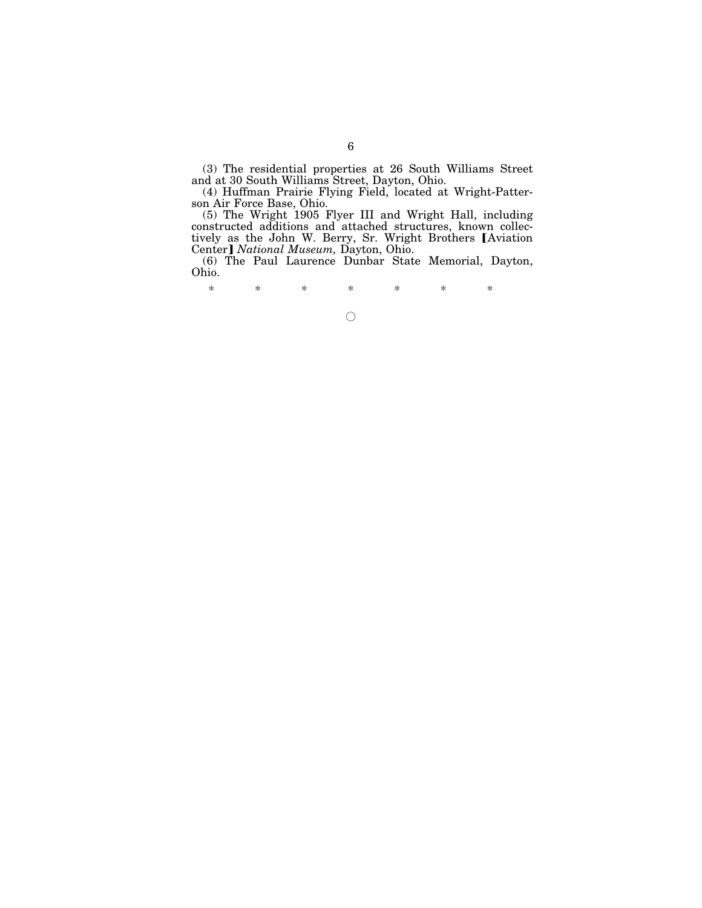(3) The residential properties at 26 South Williams Street and at 30 South Williams Street, Dayton, Ohio.

(4) Huffman Prairie Flying Field, located at Wright-Patterson Air Force Base, Ohio.

(5) The Wright 1905 Flyer III and Wright Hall, including constructed additions and attached structures, known collectively as the John W. Berry, Sr. Wright Brothers ⟦Aviation Center⟧ *National Museum,* Dayton, Ohio.

(6) The Paul Laurence Dunbar State Memorial, Dayton, Ohio.

\* \* \* \* \* \* \*